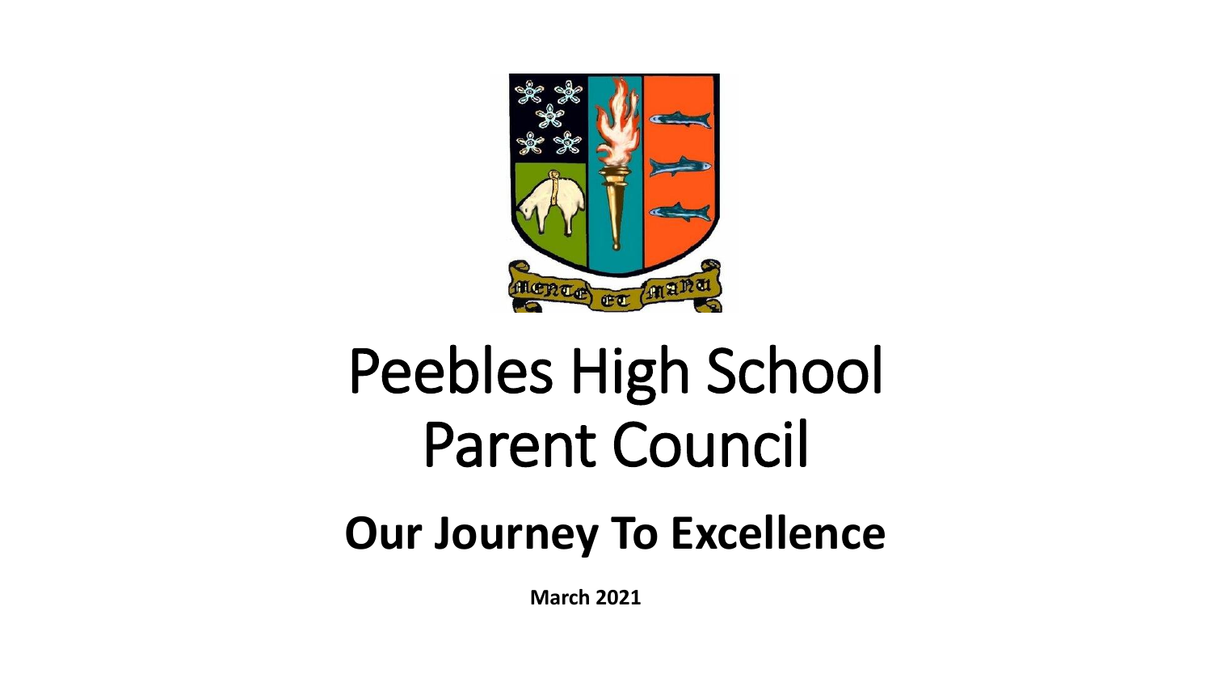# Peebles High School Parent Council

## Our Journey To Excellence

**March 2021**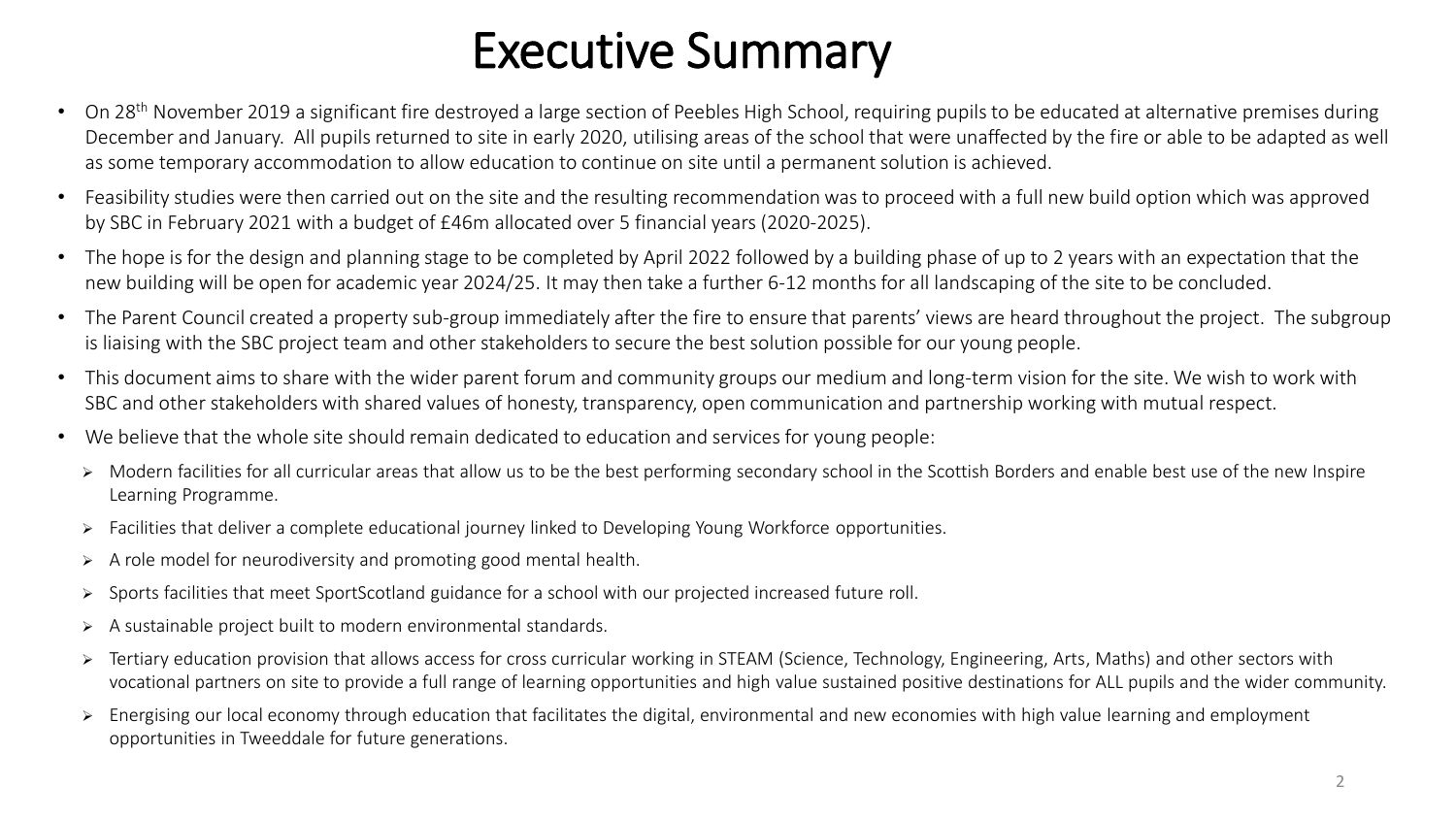# Executive Summary

- On 28th November 2019 a significant fire destroyed a large section of Peebles High School, requiring pupils to be educated at alternative premises during December and January. All pupils returned to site in early 2020, utilising areas of the school that were unaffected by the fire or able to be adapted as well as some temporary accommodation to allow education to continue on site until a permanent solution is achieved.
- Feasibility studies were then carried out on the site and the resulting recommendation was to proceed with a full new build option which was approved by SBC in February 2021 with a budget of £46m allocated over 5 financial years (2020-2025).
- The hope is for the design and planning stage to be completed by April 2022 followed by a building phase of up to 2 years with an expectation that the new building will be open for academic year 2024/25. It may then take a further 6-12 months for all landscaping of the site to be concluded.
- The Parent Council created a property sub-group immediately after the fire to ensure that parents' views are heard throughout the project. The subgroup is liaising with the SBC project team and other stakeholders to secure the best solution possible for our young people.
- This document aims to share with the wider parent forum and community groups our medium and long-term vision for the site. We wish to work with SBC and other stakeholders with shared values of honesty, transparency, open communication and partnership working with mutual respect.
- We believe that the whole site should remain dedicated to education and services for young people:
  - Modern facilities for all curricular areas that allow us to be the best performing secondary school in the Scottish Borders and enable best use of the new Inspire Learning Programme.
  - Facilities that deliver a complete educational journey linked to Developing Young Workforce opportunities.
  - A role model for neurodiversity and promoting good mental health.
  - Sports facilities that meet SportScotland guidance for a school with our projected increased future roll.
  - A sustainable project built to modern environmental standards.
  - Tertiary education provision that allows access for cross curricular working in STEAM (Science, Technology, Engineering, Arts, Maths) and other sectors with vocational partners on site to provide a full range of learning opportunities and high value sustained positive destinations for ALL pupils and the wider community.
  - Energising our local economy through education that facilitates the digital, environmental and new economies with high value learning and employment opportunities in Tweeddale for future generations.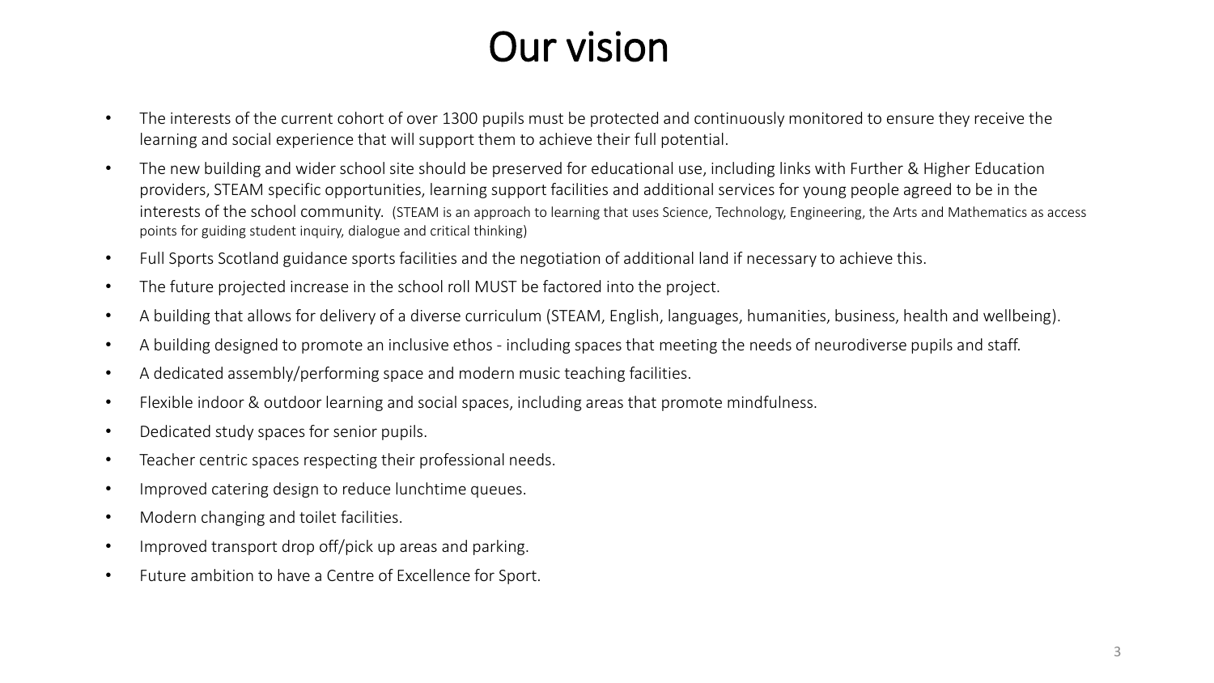# Our vision

- The interests of the current cohort of over 1300 pupils must be protected and continuously monitored to ensure they receive the learning and social experience that will support them to achieve their full potential.
- The new building and wider school site should be preserved for educational use, including links with Further & Higher Education providers, STEAM specific opportunities, learning support facilities and additional services for young people agreed to be in the interests of the school community. (STEAM is an approach to learning that uses Science, Technology, Engineering, the Arts and Mathematics as access points for guiding student inquiry, dialogue and critical thinking)
- Full Sports Scotland guidance sports facilities and the negotiation of additional land if necessary to achieve this.
- The future projected increase in the school roll MUST be factored into the project.
- A building that allows for delivery of a diverse curriculum (STEAM, English, languages, humanities, business, health and wellbeing).
- A building designed to promote an inclusive ethos - including spaces that meeting the needs of neurodiverse pupils and staff.
- A dedicated assembly/performing space and modern music teaching facilities.
- Flexible indoor & outdoor learning and social spaces, including areas that promote mindfulness.
- Dedicated study spaces for senior pupils.
- Teacher centric spaces respecting their professional needs.
- Improved catering design to reduce lunchtime queues.
- Modern changing and toilet facilities.
- Improved transport drop off/pick up areas and parking.
- Future ambition to have a Centre of Excellence for Sport.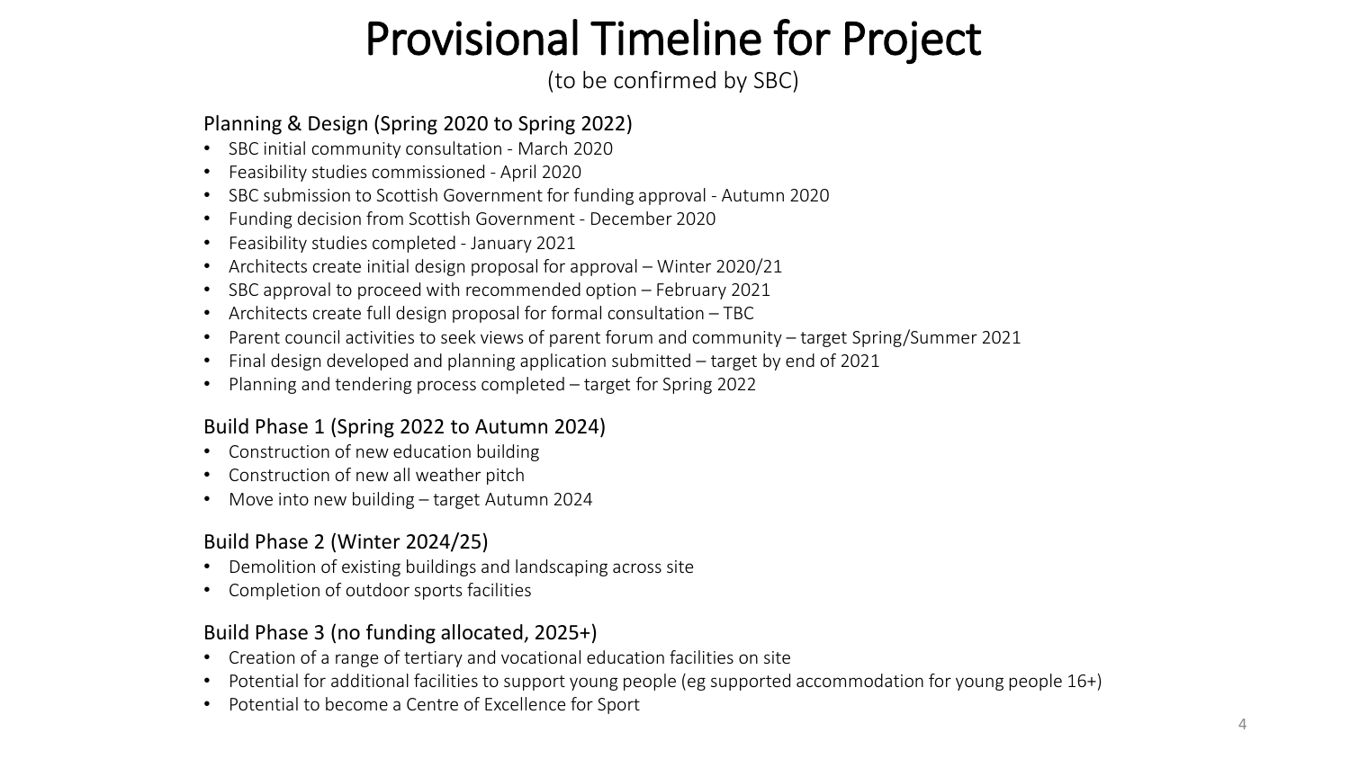# Provisional Timeline for Project

(to be confirmed by SBC)

## Planning & Design (Spring 2020 to Spring 2022)

- SBC initial community consultation - March 2020
- Feasibility studies commissioned - April 2020
- SBC submission to Scottish Government for funding approval - Autumn 2020
- Funding decision from Scottish Government - December 2020
- Feasibility studies completed - January 2021
- Architects create initial design proposal for approval – Winter 2020/21
- SBC approval to proceed with recommended option – February 2021
- Architects create full design proposal for formal consultation – TBC
- Parent council activities to seek views of parent forum and community – target Spring/Summer 2021
- Final design developed and planning application submitted – target by end of 2021
- Planning and tendering process completed – target for Spring 2022

## Build Phase 1 (Spring 2022 to Autumn 2024)

- Construction of new education building
- Construction of new all weather pitch
- Move into new building – target Autumn 2024

## Build Phase 2 (Winter 2024/25)

- Demolition of existing buildings and landscaping across site
- Completion of outdoor sports facilities

## Build Phase 3 (no funding allocated, 2025+)

- Creation of a range of tertiary and vocational education facilities on site
- Potential for additional facilities to support young people (eg supported accommodation for young people 16+)
- Potential to become a Centre of Excellence for Sport